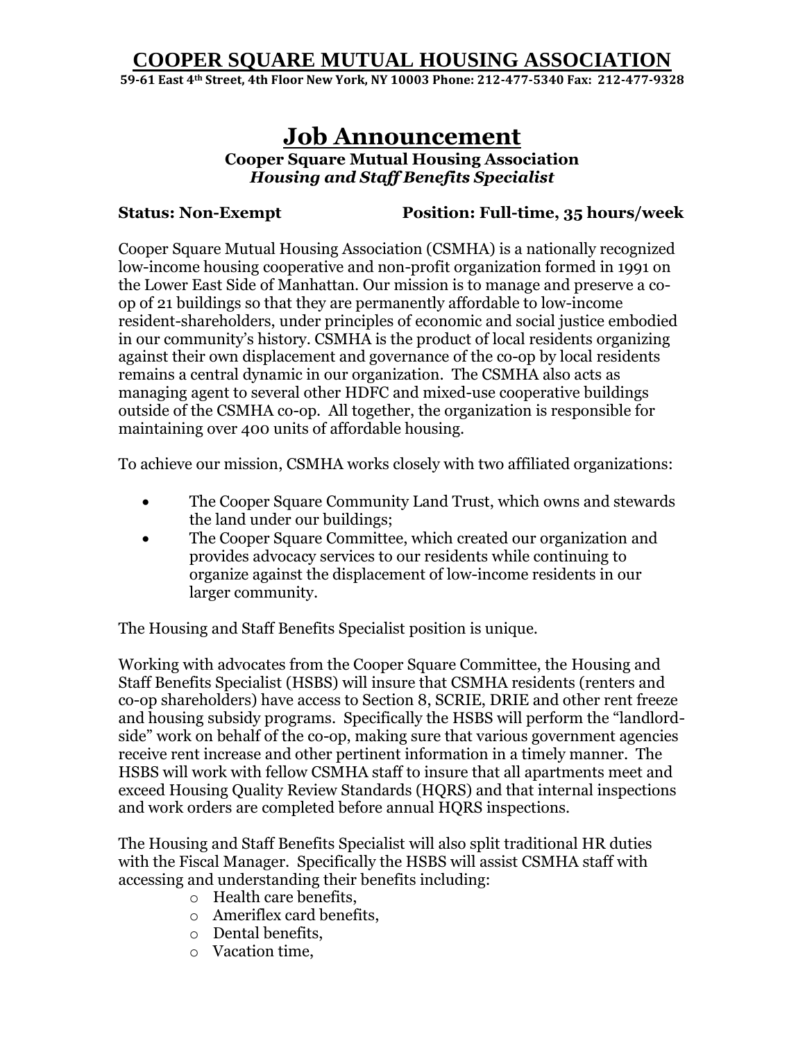# COOPER SQUARE MUTUAL HOUSING ASSOCIATION

**59-61 East 4th Street, 4th Floor New York, NY 10003 Phone: 212-477-5340 Fax: 212-477-9328**

## Job Announcement

**Cooper Square Mutual Housing Association**
***Housing and Staff Benefits Specialist***

**Status: Non-Exempt** **Position: Full-time, 35 hours/week**

Cooper Square Mutual Housing Association (CSMHA) is a nationally recognized low-income housing cooperative and non-profit organization formed in 1991 on the Lower East Side of Manhattan. Our mission is to manage and preserve a co-op of 21 buildings so that they are permanently affordable to low-income resident-shareholders, under principles of economic and social justice embodied in our community's history. CSMHA is the product of local residents organizing against their own displacement and governance of the co-op by local residents remains a central dynamic in our organization. The CSMHA also acts as managing agent to several other HDFC and mixed-use cooperative buildings outside of the CSMHA co-op. All together, the organization is responsible for maintaining over 400 units of affordable housing.

To achieve our mission, CSMHA works closely with two affiliated organizations:

- The Cooper Square Community Land Trust, which owns and stewards the land under our buildings;
- The Cooper Square Committee, which created our organization and provides advocacy services to our residents while continuing to organize against the displacement of low-income residents in our larger community.

The Housing and Staff Benefits Specialist position is unique.

Working with advocates from the Cooper Square Committee, the Housing and Staff Benefits Specialist (HSBS) will insure that CSMHA residents (renters and co-op shareholders) have access to Section 8, SCRIE, DRIE and other rent freeze and housing subsidy programs. Specifically the HSBS will perform the "landlord-side" work on behalf of the co-op, making sure that various government agencies receive rent increase and other pertinent information in a timely manner. The HSBS will work with fellow CSMHA staff to insure that all apartments meet and exceed Housing Quality Review Standards (HQRS) and that internal inspections and work orders are completed before annual HQRS inspections.

The Housing and Staff Benefits Specialist will also split traditional HR duties with the Fiscal Manager. Specifically the HSBS will assist CSMHA staff with accessing and understanding their benefits including:

- Health care benefits,
- Ameriflex card benefits,
- Dental benefits,
- Vacation time,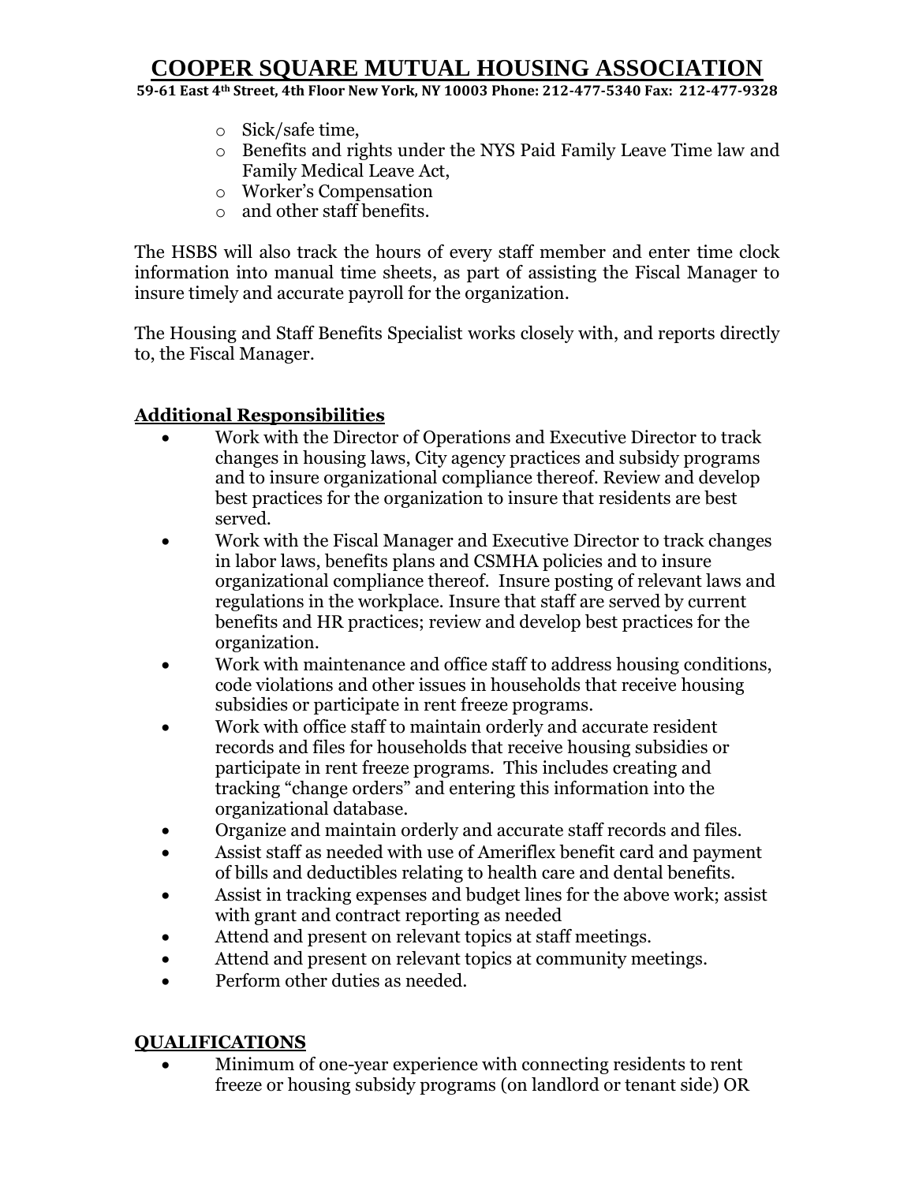- Sick/safe time,
- Benefits and rights under the NYS Paid Family Leave Time law and Family Medical Leave Act,
- Worker's Compensation
- and other staff benefits.

The HSBS will also track the hours of every staff member and enter time clock information into manual time sheets, as part of assisting the Fiscal Manager to insure timely and accurate payroll for the organization.

The Housing and Staff Benefits Specialist works closely with, and reports directly to, the Fiscal Manager.

## **Additional Responsibilities**

- Work with the Director of Operations and Executive Director to track changes in housing laws, City agency practices and subsidy programs and to insure organizational compliance thereof. Review and develop best practices for the organization to insure that residents are best served.
- Work with the Fiscal Manager and Executive Director to track changes in labor laws, benefits plans and CSMHA policies and to insure organizational compliance thereof. Insure posting of relevant laws and regulations in the workplace. Insure that staff are served by current benefits and HR practices; review and develop best practices for the organization.
- Work with maintenance and office staff to address housing conditions, code violations and other issues in households that receive housing subsidies or participate in rent freeze programs.
- Work with office staff to maintain orderly and accurate resident records and files for households that receive housing subsidies or participate in rent freeze programs. This includes creating and tracking "change orders" and entering this information into the organizational database.
- Organize and maintain orderly and accurate staff records and files.
- Assist staff as needed with use of Ameriflex benefit card and payment of bills and deductibles relating to health care and dental benefits.
- Assist in tracking expenses and budget lines for the above work; assist with grant and contract reporting as needed
- Attend and present on relevant topics at staff meetings.
- Attend and present on relevant topics at community meetings.
- Perform other duties as needed.

## **QUALIFICATIONS**

- Minimum of one-year experience with connecting residents to rent freeze or housing subsidy programs (on landlord or tenant side) OR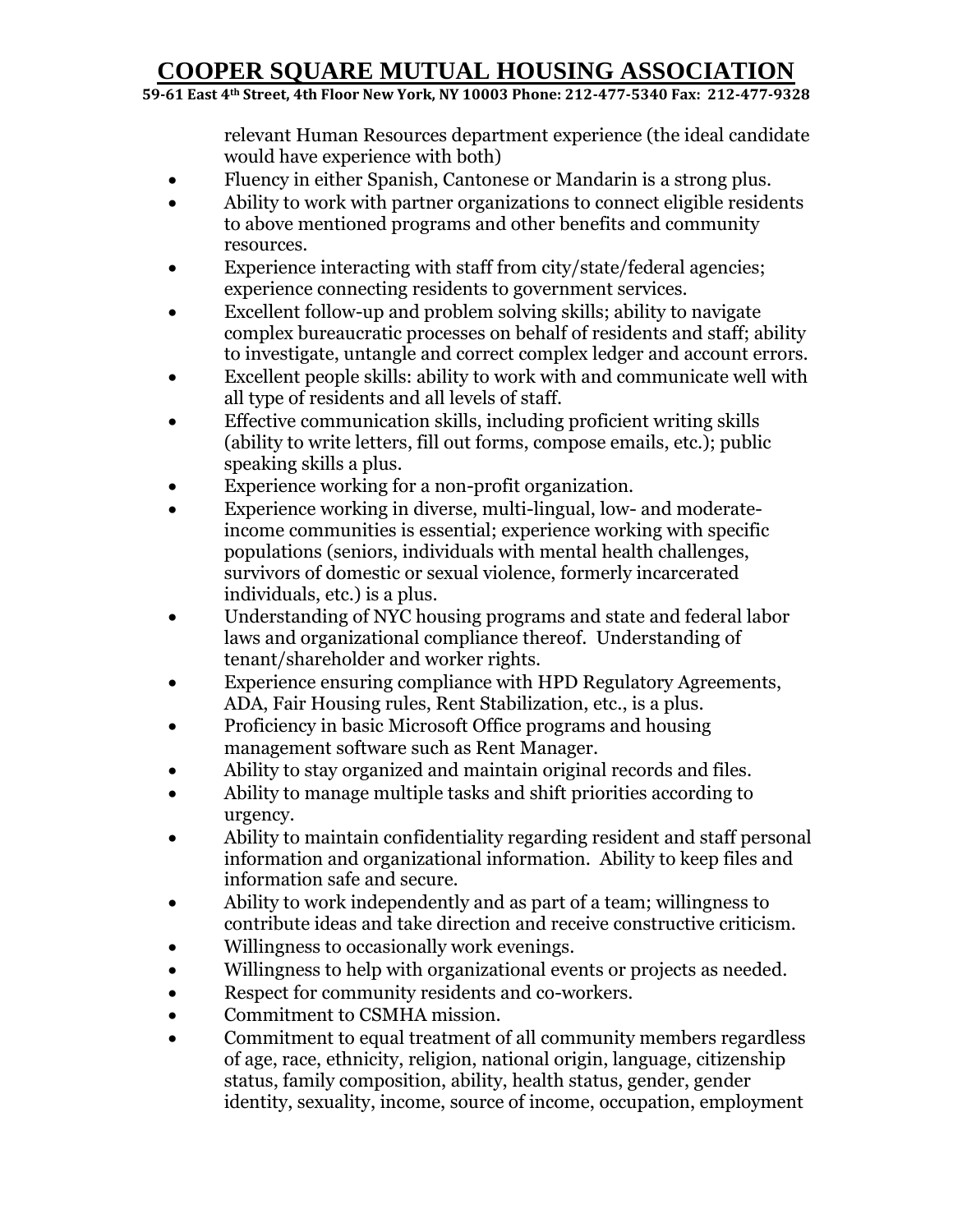relevant Human Resources department experience (the ideal candidate would have experience with both)

- Fluency in either Spanish, Cantonese or Mandarin is a strong plus.
- Ability to work with partner organizations to connect eligible residents to above mentioned programs and other benefits and community resources.
- Experience interacting with staff from city/state/federal agencies; experience connecting residents to government services.
- Excellent follow-up and problem solving skills; ability to navigate complex bureaucratic processes on behalf of residents and staff; ability to investigate, untangle and correct complex ledger and account errors.
- Excellent people skills: ability to work with and communicate well with all type of residents and all levels of staff.
- Effective communication skills, including proficient writing skills (ability to write letters, fill out forms, compose emails, etc.); public speaking skills a plus.
- Experience working for a non-profit organization.
- Experience working in diverse, multi-lingual, low- and moderate-income communities is essential; experience working with specific populations (seniors, individuals with mental health challenges, survivors of domestic or sexual violence, formerly incarcerated individuals, etc.) is a plus.
- Understanding of NYC housing programs and state and federal labor laws and organizational compliance thereof. Understanding of tenant/shareholder and worker rights.
- Experience ensuring compliance with HPD Regulatory Agreements, ADA, Fair Housing rules, Rent Stabilization, etc., is a plus.
- Proficiency in basic Microsoft Office programs and housing management software such as Rent Manager.
- Ability to stay organized and maintain original records and files.
- Ability to manage multiple tasks and shift priorities according to urgency.
- Ability to maintain confidentiality regarding resident and staff personal information and organizational information. Ability to keep files and information safe and secure.
- Ability to work independently and as part of a team; willingness to contribute ideas and take direction and receive constructive criticism.
- Willingness to occasionally work evenings.
- Willingness to help with organizational events or projects as needed.
- Respect for community residents and co-workers.
- Commitment to CSMHA mission.
- Commitment to equal treatment of all community members regardless of age, race, ethnicity, religion, national origin, language, citizenship status, family composition, ability, health status, gender, gender identity, sexuality, income, source of income, occupation, employment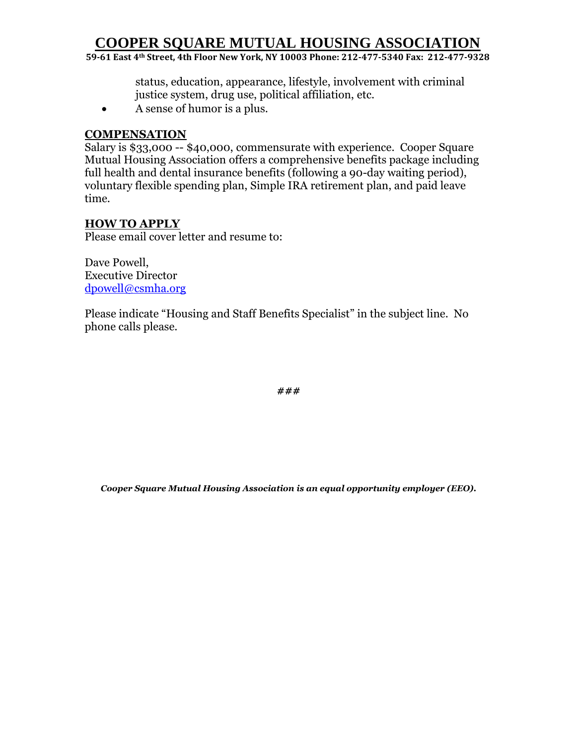status, education, appearance, lifestyle, involvement with criminal justice system, drug use, political affiliation, etc.

- A sense of humor is a plus.

## COMPENSATION

Salary is $33,000 -- $40,000, commensurate with experience. Cooper Square Mutual Housing Association offers a comprehensive benefits package including full health and dental insurance benefits (following a 90-day waiting period), voluntary flexible spending plan, Simple IRA retirement plan, and paid leave time.

## HOW TO APPLY

Please email cover letter and resume to:

Dave Powell,
Executive Director
dpowell@csmha.org

Please indicate "Housing and Staff Benefits Specialist" in the subject line. No phone calls please.

***###***

***Cooper Square Mutual Housing Association is an equal opportunity employer (EEO).***